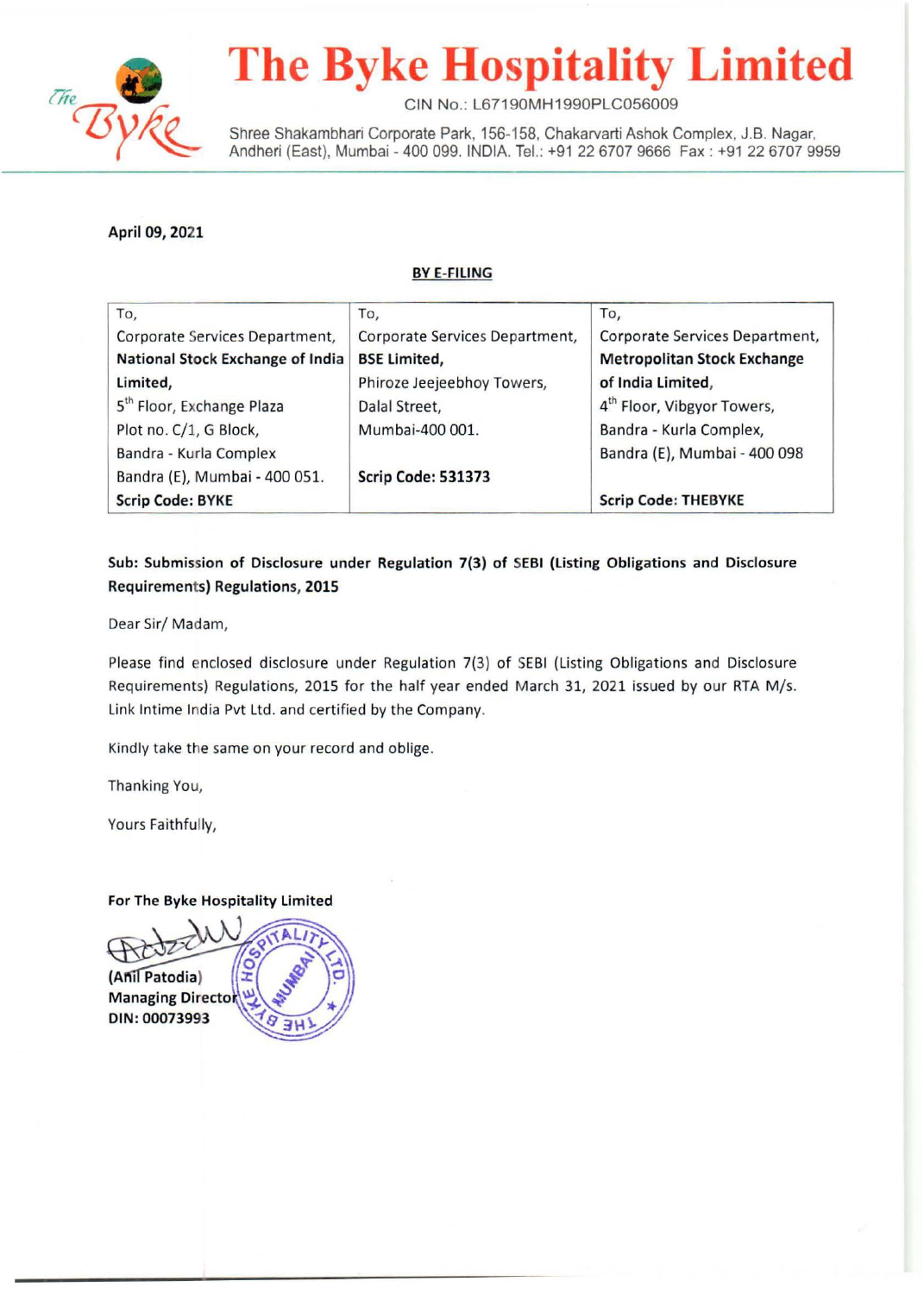# The Byke Hospitality Limited

CIN No.: L67190MH1990PLC056009

Shree Shakambhari Corporate Park, 156-158, Chakarvarti Ashok Complex, J.B. Nagar, Andheri (East), Mumbai - 400 099. INDIA. Tel.: +91 22 6707 9666 Fax : +91 22 6707 9959

**April 09, 2021**

**BY E-FILING**

| To,<br>Corporate Services Department,<br>**National Stock Exchange of India Limited,**<br>5th Floor, Exchange Plaza<br>Plot no. C/1, G Block,<br>Bandra - Kurla Complex<br>Bandra (E), Mumbai - 400 051.<br>**Scrip Code: BYKE** | To,<br>Corporate Services Department,<br>**BSE Limited,**<br>Phiroze Jeejeebhoy Towers,<br>Dalal Street,<br>Mumbai-400 001.<br><br>**Scrip Code: 531373** | To,<br>Corporate Services Department,<br>**Metropolitan Stock Exchange of India Limited,**<br>4th Floor, Vibgyor Towers,<br>Bandra - Kurla Complex,<br>Bandra (E), Mumbai - 400 098<br><br>**Scrip Code: THEBYKE** |
|---|---|---|

**Sub: Submission of Disclosure under Regulation 7(3) of SEBI (Listing Obligations and Disclosure Requirements) Regulations, 2015**

Dear Sir/ Madam,

Please find enclosed disclosure under Regulation 7(3) of SEBI (Listing Obligations and Disclosure Requirements) Regulations, 2015 for the half year ended March 31, 2021 issued by our RTA M/s. Link Intime India Pvt Ltd. and certified by the Company.

Kindly take the same on your record and oblige.

Thanking You,

Yours Faithfully,

**For The Byke Hospitality Limited**

**(Anil Patodia)**
**Managing Director**
**DIN: 00073993**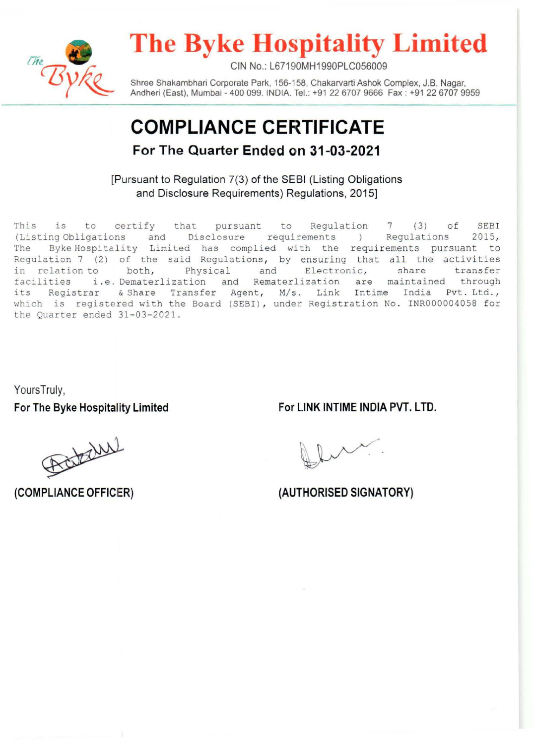# The Byke Hospitality Limited

CIN No.: L67190MH1990PLC056009

Shree Shakambhari Corporate Park, 156-158, Chakarvarti Ashok Complex, J.B. Nagar, Andheri (East), Mumbai - 400 099. INDIA. Tel.: +91 22 6707 9666 Fax : +91 22 6707 9959

## COMPLIANCE CERTIFICATE

### For The Quarter Ended on 31-03-2021

[Pursuant to Regulation 7(3) of the SEBI (Listing Obligations and Disclosure Requirements) Regulations, 2015]

This is to certify that pursuant to Regulation 7 (3) of SEBI (Listing Obligations and Disclosure requirements ) Regulations 2015, The Byke Hospitality Limited has complied with the requirements pursuant to Regulation 7 (2) of the said Regulations, by ensuring that all the activities in relation to both, Physical and Electronic, share transfer facilities i.e. Dematerlization and Rematerlization are maintained through its Registrar & Share Transfer Agent, M/s. Link Intime India Pvt. Ltd., which is registered with the Board (SEBI), under Registration No. INR000004058 for the Quarter ended 31-03-2021.

YoursTruly,

**For The Byke Hospitality Limited**

**(COMPLIANCE OFFICER)**

**For LINK INTIME INDIA PVT. LTD.**

**(AUTHORISED SIGNATORY)**